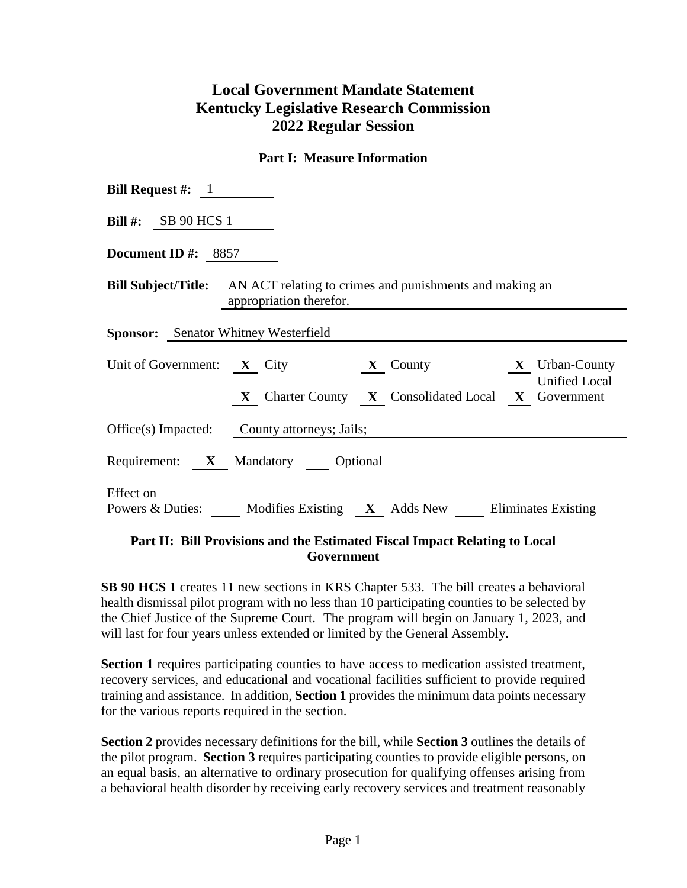# Local Government Mandate Statement
# Kentucky Legislative Research Commission
# 2022 Regular Session

## Part I: Measure Information

**Bill Request #:** 1

**Bill #:** SB 90 HCS 1

**Document ID #:** 8857

**Bill Subject/Title:** AN ACT relating to crimes and punishments and making an appropriation therefor.

**Sponsor:** Senator Whitney Westerfield

Unit of Government: **X** City **X** County **X** Urban-County Unified Local Government **X** Charter County **X** Consolidated Local **X** Government

Office(s) Impacted: County attorneys; Jails;

Requirement: **X** Mandatory ___ Optional

Effect on Powers & Duties: ___ Modifies Existing **X** Adds New ___ Eliminates Existing

## Part II: Bill Provisions and the Estimated Fiscal Impact Relating to Local Government

**SB 90 HCS 1** creates 11 new sections in KRS Chapter 533. The bill creates a behavioral health dismissal pilot program with no less than 10 participating counties to be selected by the Chief Justice of the Supreme Court. The program will begin on January 1, 2023, and will last for four years unless extended or limited by the General Assembly.

**Section 1** requires participating counties to have access to medication assisted treatment, recovery services, and educational and vocational facilities sufficient to provide required training and assistance. In addition, **Section 1** provides the minimum data points necessary for the various reports required in the section.

**Section 2** provides necessary definitions for the bill, while **Section 3** outlines the details of the pilot program. **Section 3** requires participating counties to provide eligible persons, on an equal basis, an alternative to ordinary prosecution for qualifying offenses arising from a behavioral health disorder by receiving early recovery services and treatment reasonably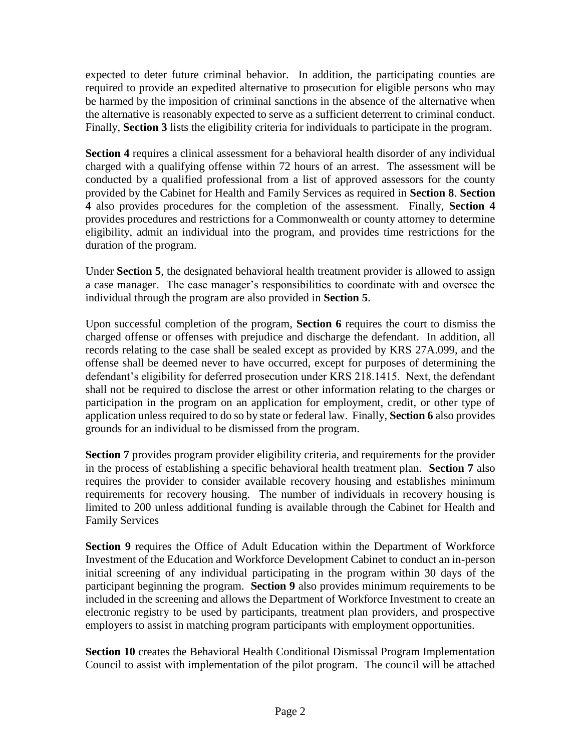expected to deter future criminal behavior. In addition, the participating counties are required to provide an expedited alternative to prosecution for eligible persons who may be harmed by the imposition of criminal sanctions in the absence of the alternative when the alternative is reasonably expected to serve as a sufficient deterrent to criminal conduct. Finally, **Section 3** lists the eligibility criteria for individuals to participate in the program.

**Section 4** requires a clinical assessment for a behavioral health disorder of any individual charged with a qualifying offense within 72 hours of an arrest. The assessment will be conducted by a qualified professional from a list of approved assessors for the county provided by the Cabinet for Health and Family Services as required in **Section 8**. **Section 4** also provides procedures for the completion of the assessment. Finally, **Section 4** provides procedures and restrictions for a Commonwealth or county attorney to determine eligibility, admit an individual into the program, and provides time restrictions for the duration of the program.

Under **Section 5**, the designated behavioral health treatment provider is allowed to assign a case manager. The case manager's responsibilities to coordinate with and oversee the individual through the program are also provided in **Section 5**.

Upon successful completion of the program, **Section 6** requires the court to dismiss the charged offense or offenses with prejudice and discharge the defendant. In addition, all records relating to the case shall be sealed except as provided by KRS 27A.099, and the offense shall be deemed never to have occurred, except for purposes of determining the defendant's eligibility for deferred prosecution under KRS 218.1415. Next, the defendant shall not be required to disclose the arrest or other information relating to the charges or participation in the program on an application for employment, credit, or other type of application unless required to do so by state or federal law. Finally, **Section 6** also provides grounds for an individual to be dismissed from the program.

**Section 7** provides program provider eligibility criteria, and requirements for the provider in the process of establishing a specific behavioral health treatment plan. **Section 7** also requires the provider to consider available recovery housing and establishes minimum requirements for recovery housing. The number of individuals in recovery housing is limited to 200 unless additional funding is available through the Cabinet for Health and Family Services

**Section 9** requires the Office of Adult Education within the Department of Workforce Investment of the Education and Workforce Development Cabinet to conduct an in-person initial screening of any individual participating in the program within 30 days of the participant beginning the program. **Section 9** also provides minimum requirements to be included in the screening and allows the Department of Workforce Investment to create an electronic registry to be used by participants, treatment plan providers, and prospective employers to assist in matching program participants with employment opportunities.

**Section 10** creates the Behavioral Health Conditional Dismissal Program Implementation Council to assist with implementation of the pilot program. The council will be attached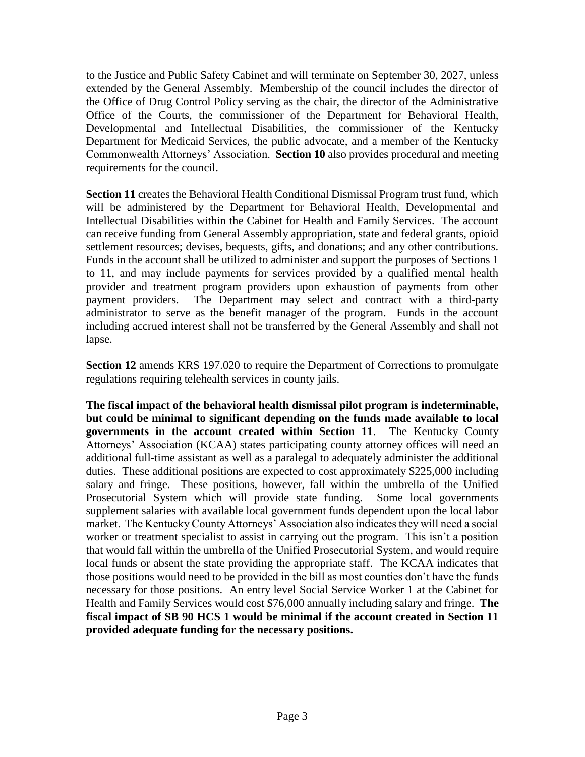to the Justice and Public Safety Cabinet and will terminate on September 30, 2027, unless extended by the General Assembly. Membership of the council includes the director of the Office of Drug Control Policy serving as the chair, the director of the Administrative Office of the Courts, the commissioner of the Department for Behavioral Health, Developmental and Intellectual Disabilities, the commissioner of the Kentucky Department for Medicaid Services, the public advocate, and a member of the Kentucky Commonwealth Attorneys' Association. **Section 10** also provides procedural and meeting requirements for the council.

**Section 11** creates the Behavioral Health Conditional Dismissal Program trust fund, which will be administered by the Department for Behavioral Health, Developmental and Intellectual Disabilities within the Cabinet for Health and Family Services. The account can receive funding from General Assembly appropriation, state and federal grants, opioid settlement resources; devises, bequests, gifts, and donations; and any other contributions. Funds in the account shall be utilized to administer and support the purposes of Sections 1 to 11, and may include payments for services provided by a qualified mental health provider and treatment program providers upon exhaustion of payments from other payment providers. The Department may select and contract with a third-party administrator to serve as the benefit manager of the program. Funds in the account including accrued interest shall not be transferred by the General Assembly and shall not lapse.

**Section 12** amends KRS 197.020 to require the Department of Corrections to promulgate regulations requiring telehealth services in county jails.

**The fiscal impact of the behavioral health dismissal pilot program is indeterminable, but could be minimal to significant depending on the funds made available to local governments in the account created within Section 11**. The Kentucky County Attorneys' Association (KCAA) states participating county attorney offices will need an additional full-time assistant as well as a paralegal to adequately administer the additional duties. These additional positions are expected to cost approximately $225,000 including salary and fringe. These positions, however, fall within the umbrella of the Unified Prosecutorial System which will provide state funding. Some local governments supplement salaries with available local government funds dependent upon the local labor market. The Kentucky County Attorneys' Association also indicates they will need a social worker or treatment specialist to assist in carrying out the program. This isn't a position that would fall within the umbrella of the Unified Prosecutorial System, and would require local funds or absent the state providing the appropriate staff. The KCAA indicates that those positions would need to be provided in the bill as most counties don't have the funds necessary for those positions. An entry level Social Service Worker 1 at the Cabinet for Health and Family Services would cost $76,000 annually including salary and fringe. **The fiscal impact of SB 90 HCS 1 would be minimal if the account created in Section 11 provided adequate funding for the necessary positions.**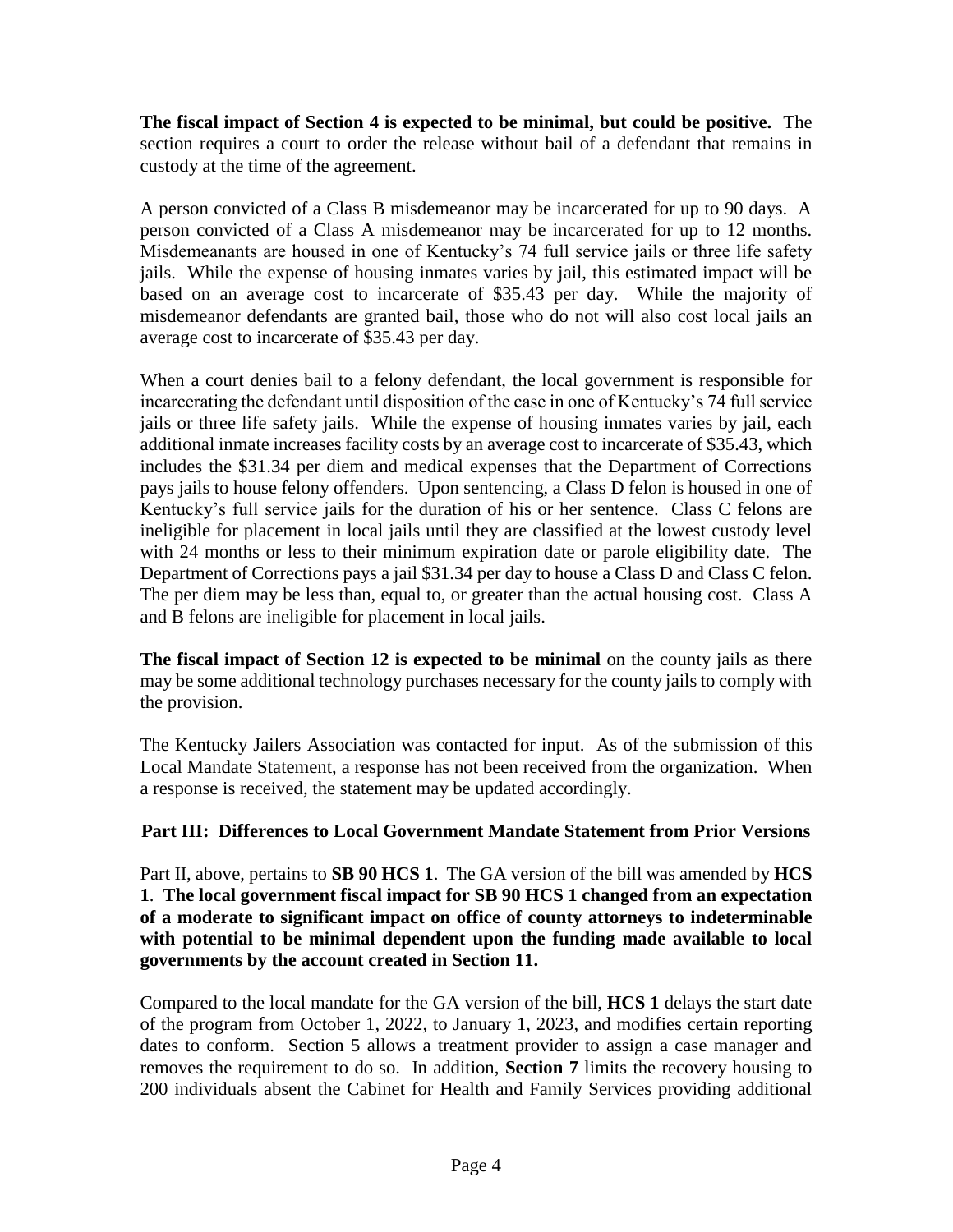**The fiscal impact of Section 4 is expected to be minimal, but could be positive.** The section requires a court to order the release without bail of a defendant that remains in custody at the time of the agreement.

A person convicted of a Class B misdemeanor may be incarcerated for up to 90 days. A person convicted of a Class A misdemeanor may be incarcerated for up to 12 months. Misdemeanants are housed in one of Kentucky's 74 full service jails or three life safety jails. While the expense of housing inmates varies by jail, this estimated impact will be based on an average cost to incarcerate of $35.43 per day. While the majority of misdemeanor defendants are granted bail, those who do not will also cost local jails an average cost to incarcerate of $35.43 per day.

When a court denies bail to a felony defendant, the local government is responsible for incarcerating the defendant until disposition of the case in one of Kentucky's 74 full service jails or three life safety jails. While the expense of housing inmates varies by jail, each additional inmate increases facility costs by an average cost to incarcerate of $35.43, which includes the $31.34 per diem and medical expenses that the Department of Corrections pays jails to house felony offenders. Upon sentencing, a Class D felon is housed in one of Kentucky's full service jails for the duration of his or her sentence. Class C felons are ineligible for placement in local jails until they are classified at the lowest custody level with 24 months or less to their minimum expiration date or parole eligibility date. The Department of Corrections pays a jail $31.34 per day to house a Class D and Class C felon. The per diem may be less than, equal to, or greater than the actual housing cost. Class A and B felons are ineligible for placement in local jails.

**The fiscal impact of Section 12 is expected to be minimal** on the county jails as there may be some additional technology purchases necessary for the county jails to comply with the provision.

The Kentucky Jailers Association was contacted for input. As of the submission of this Local Mandate Statement, a response has not been received from the organization. When a response is received, the statement may be updated accordingly.

**Part III: Differences to Local Government Mandate Statement from Prior Versions**

Part II, above, pertains to **SB 90 HCS 1**. The GA version of the bill was amended by **HCS 1**. **The local government fiscal impact for SB 90 HCS 1 changed from an expectation of a moderate to significant impact on office of county attorneys to indeterminable with potential to be minimal dependent upon the funding made available to local governments by the account created in Section 11.**

Compared to the local mandate for the GA version of the bill, **HCS 1** delays the start date of the program from October 1, 2022, to January 1, 2023, and modifies certain reporting dates to conform. Section 5 allows a treatment provider to assign a case manager and removes the requirement to do so. In addition, **Section 7** limits the recovery housing to 200 individuals absent the Cabinet for Health and Family Services providing additional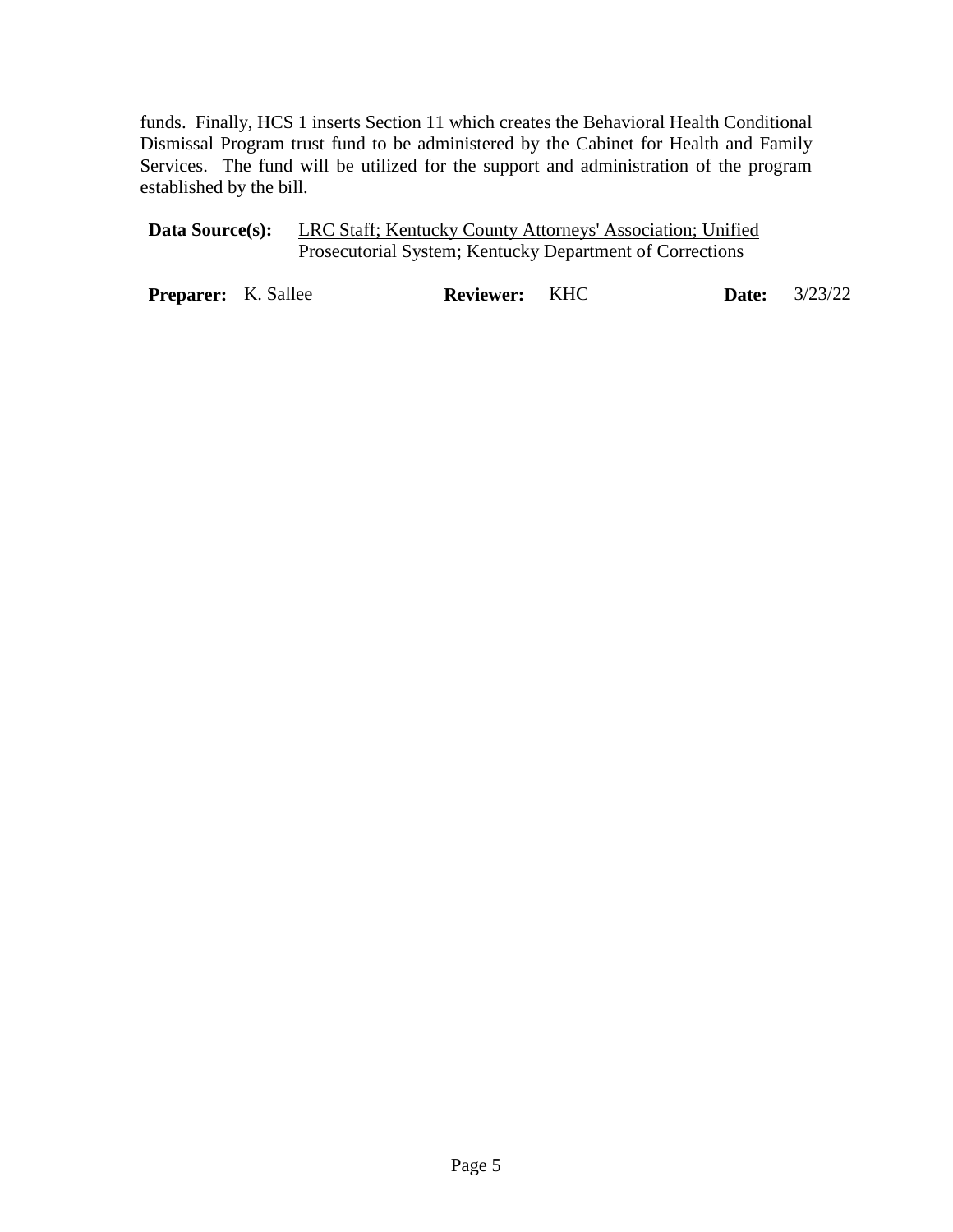funds. Finally, HCS 1 inserts Section 11 which creates the Behavioral Health Conditional Dismissal Program trust fund to be administered by the Cabinet for Health and Family Services. The fund will be utilized for the support and administration of the program established by the bill.

**Data Source(s):** LRC Staff; Kentucky County Attorneys' Association; Unified Prosecutorial System; Kentucky Department of Corrections

**Preparer:** K. Sallee **Reviewer:** KHC **Date:** 3/23/22